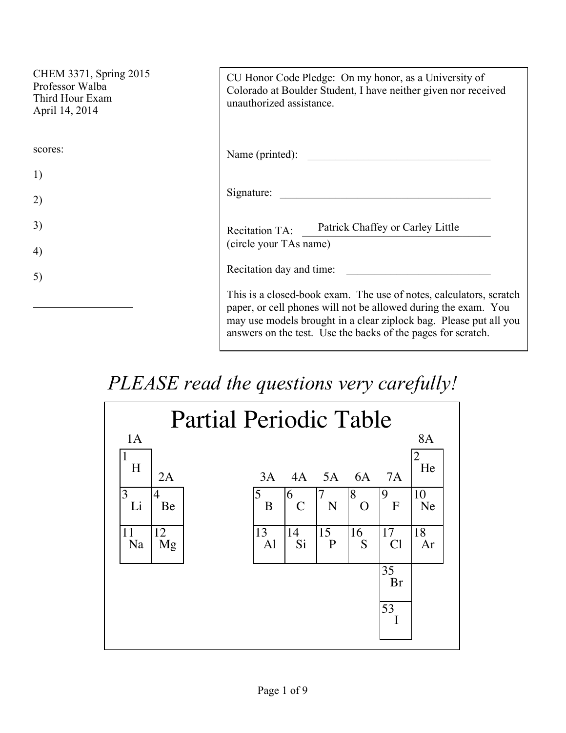CHEM 3371, Spring 2015
Professor Walba
Third Hour Exam
April 14, 2014

scores:

1)

2)

3)

4)

5)

\_\_\_\_\_\_\_\_\_\_\_\_\_\_\_\_\_\_

CU Honor Code Pledge: On my honor, as a University of Colorado at Boulder Student, I have neither given nor received unauthorized assistance.

Name (printed): \_\_\_\_\_\_\_\_\_\_\_\_\_\_\_\_\_\_\_\_\_\_\_\_\_\_\_\_\_\_\_\_\_\_

Signature: \_\_\_\_\_\_\_\_\_\_\_\_\_\_\_\_\_\_\_\_\_\_\_\_\_\_\_\_\_\_\_\_\_\_\_\_\_\_\_\_

Recitation TA: Patrick Chaffey or Carley Little
(circle your TAs name)

Recitation day and time: \_\_\_\_\_\_\_\_\_\_\_\_\_\_\_\_\_\_\_\_\_\_\_\_\_\_\_

This is a closed-book exam. The use of notes, calculators, scratch paper, or cell phones will not be allowed during the exam. You may use models brought in a clear ziplock bag. Please put all you answers on the test. Use the backs of the pages for scratch.

*PLEASE read the questions very carefully!*

# Partial Periodic Table

| 1A | 2A | 3A | 4A | 5A | 6A | 7A | 8A |
|---|---|---|---|---|---|---|---|
| 1 H | | | | | | | 2 He |
| 3 Li | 4 Be | 5 B | 6 C | 7 N | 8 O | 9 F | 10 Ne |
| 11 Na | 12 Mg | 13 Al | 14 Si | 15 P | 16 S | 17 Cl | 18 Ar |
| | | | | | | 35 Br | |
| | | | | | | 53 I | |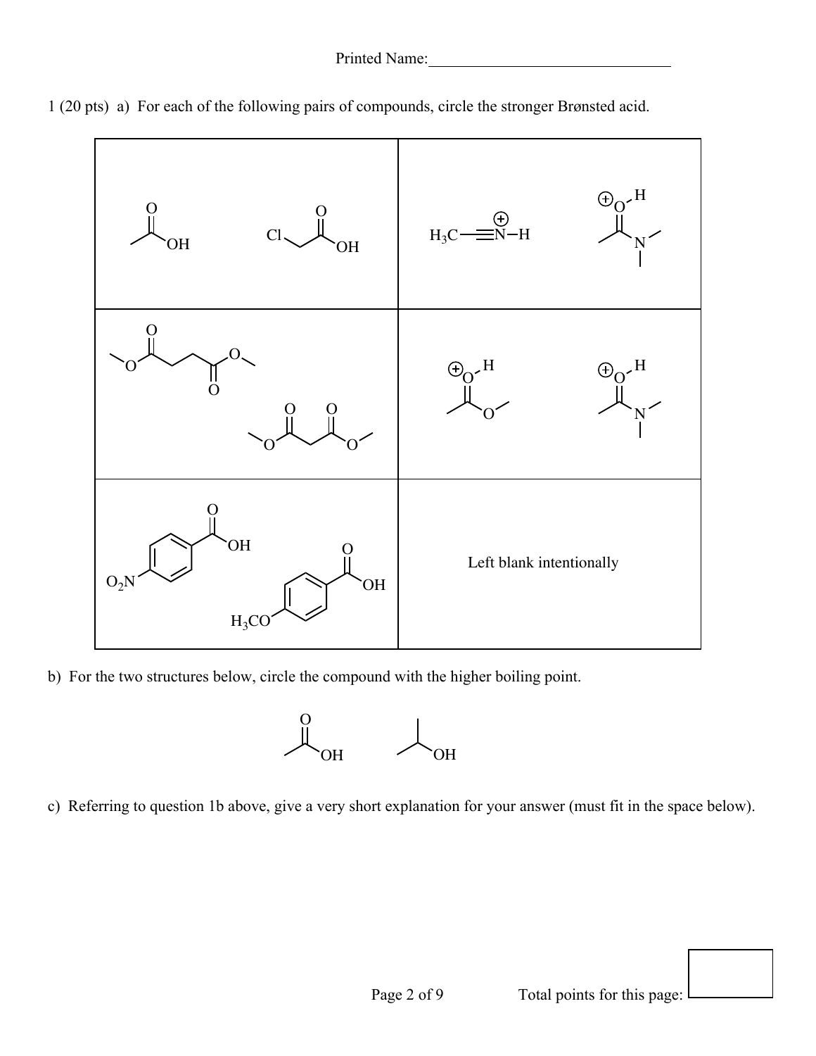Printed Name:_______________________________

1 (20 pts) a) For each of the following pairs of compounds, circle the stronger Brønsted acid.

| | |
|---|---|
| $CH_3COOH$ &nbsp;&nbsp;&nbsp; $ClCH_2COOH$ | $H_3C-C\equiv N^{+}-H$ &nbsp;&nbsp;&nbsp; $CH_3C(=O^{+}H)N(CH_3)_2$ |
| $CH_3OC(=O)CH_2CH_2C(=O)OCH_3$ &nbsp;&nbsp;&nbsp; $CH_3OC(=O)CH_2C(=O)OCH_3$ | $CH_3C(=O^{+}H)OCH_3$ &nbsp;&nbsp;&nbsp; $CH_3C(=O^{+}H)N(CH_3)_2$ |
| $O_2N-C_6H_4-COOH$ &nbsp;&nbsp;&nbsp; $H_3CO-C_6H_4-COOH$ | Left blank intentionally |

b) For the two structures below, circle the compound with the higher boiling point.

$CH_3COOH$ &nbsp;&nbsp;&nbsp; $(CH_3)_2CHOH$

c) Referring to question 1b above, give a very short explanation for your answer (must fit in the space below).

Total points for this page: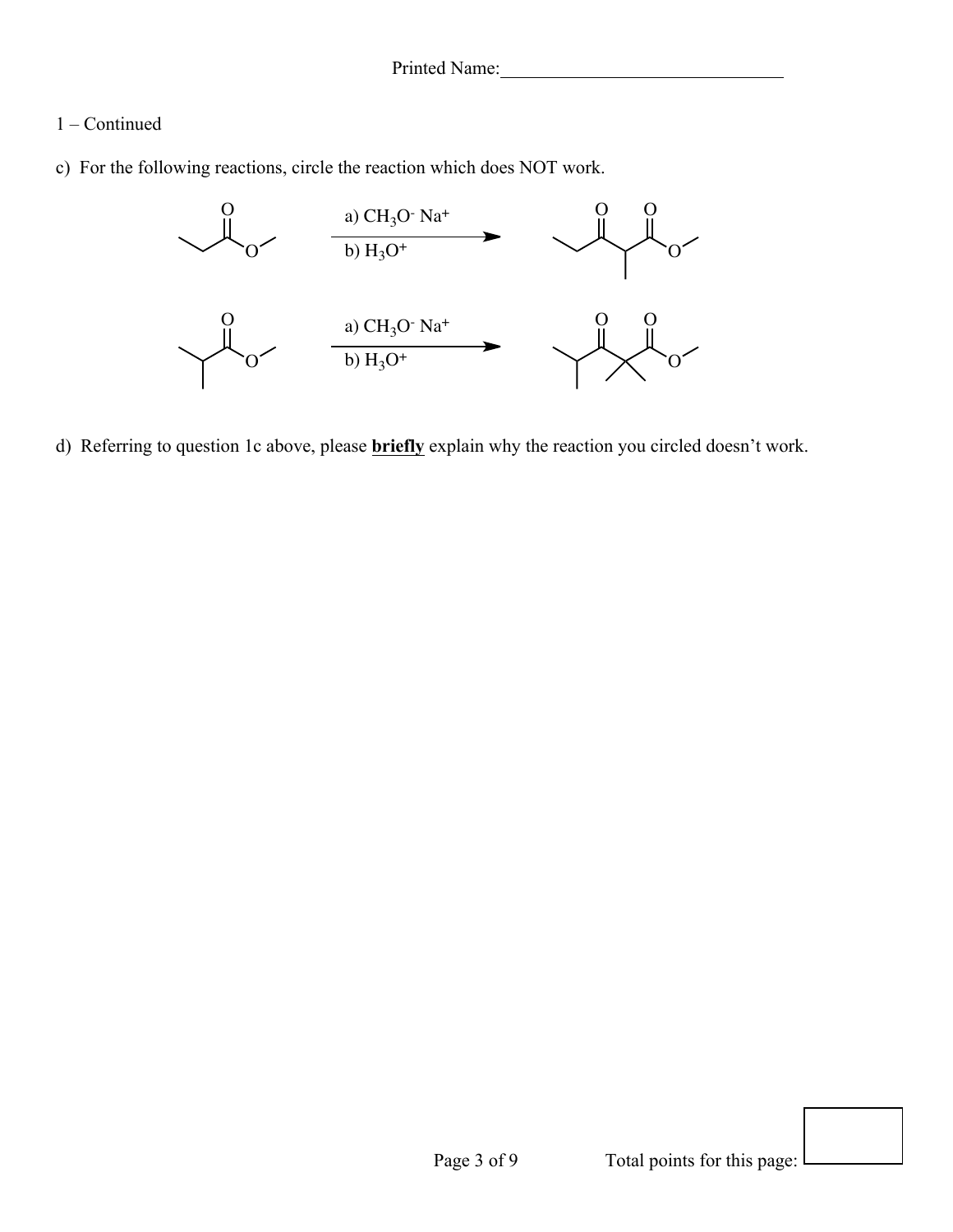Printed Name:______________________________

1 – Continued

c) For the following reactions, circle the reaction which does NOT work.

a) $CH_3O^- Na^+$
b) $H_3O^+$

a) $CH_3O^- Na^+$
b) $H_3O^+$

d) Referring to question 1c above, please **briefly** explain why the reaction you circled doesn't work.

Total points for this page: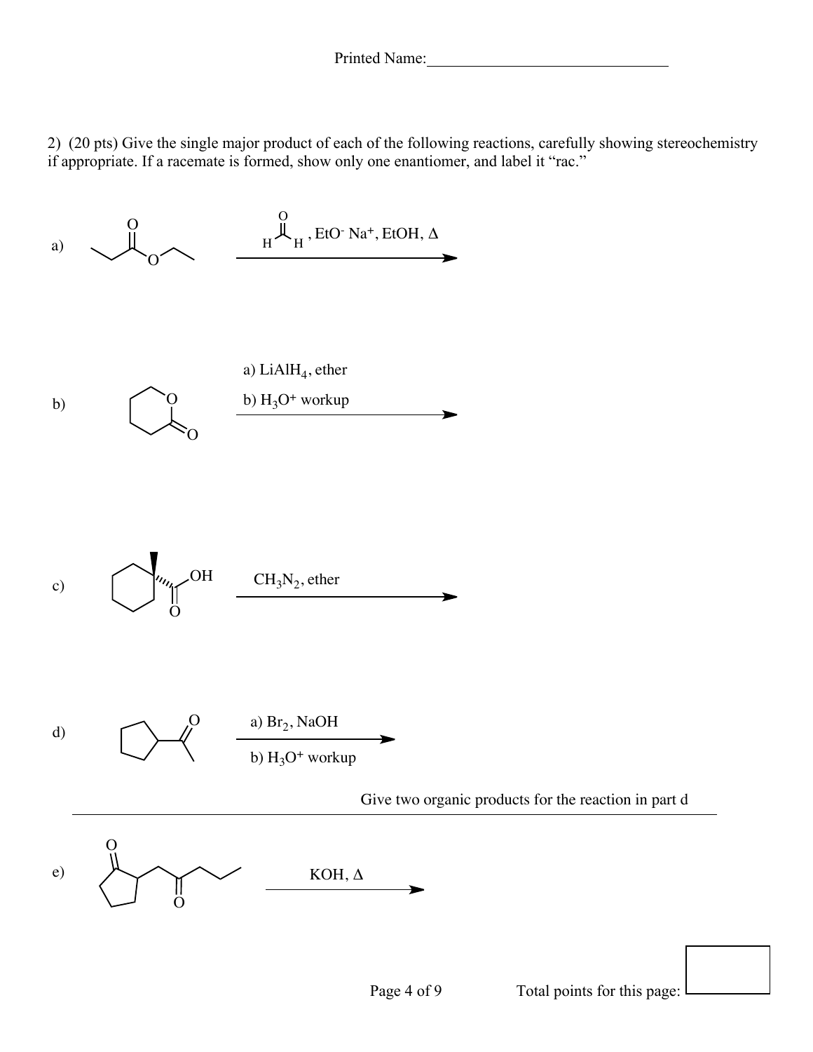Printed Name:_______________________________

2) (20 pts) Give the single major product of each of the following reactions, carefully showing stereochemistry if appropriate. If a racemate is formed, show only one enantiomer, and label it "rac."

a) $\xrightarrow{\text{HCHO, EtO}^- \text{ Na}^+\text{, EtOH, }\Delta}$

b) $\xrightarrow[\text{b) H}_3\text{O}^+ \text{ workup}]{\text{a) LiAlH}_4\text{, ether}}$

c) $\xrightarrow{\text{CH}_3\text{N}_2\text{, ether}}$

d) $\xrightarrow[\text{b) H}_3\text{O}^+ \text{ workup}]{\text{a) Br}_2\text{, NaOH}}$

Give two organic products for the reaction in part d

---

e) $\xrightarrow{\text{KOH, }\Delta}$

Total points for this page: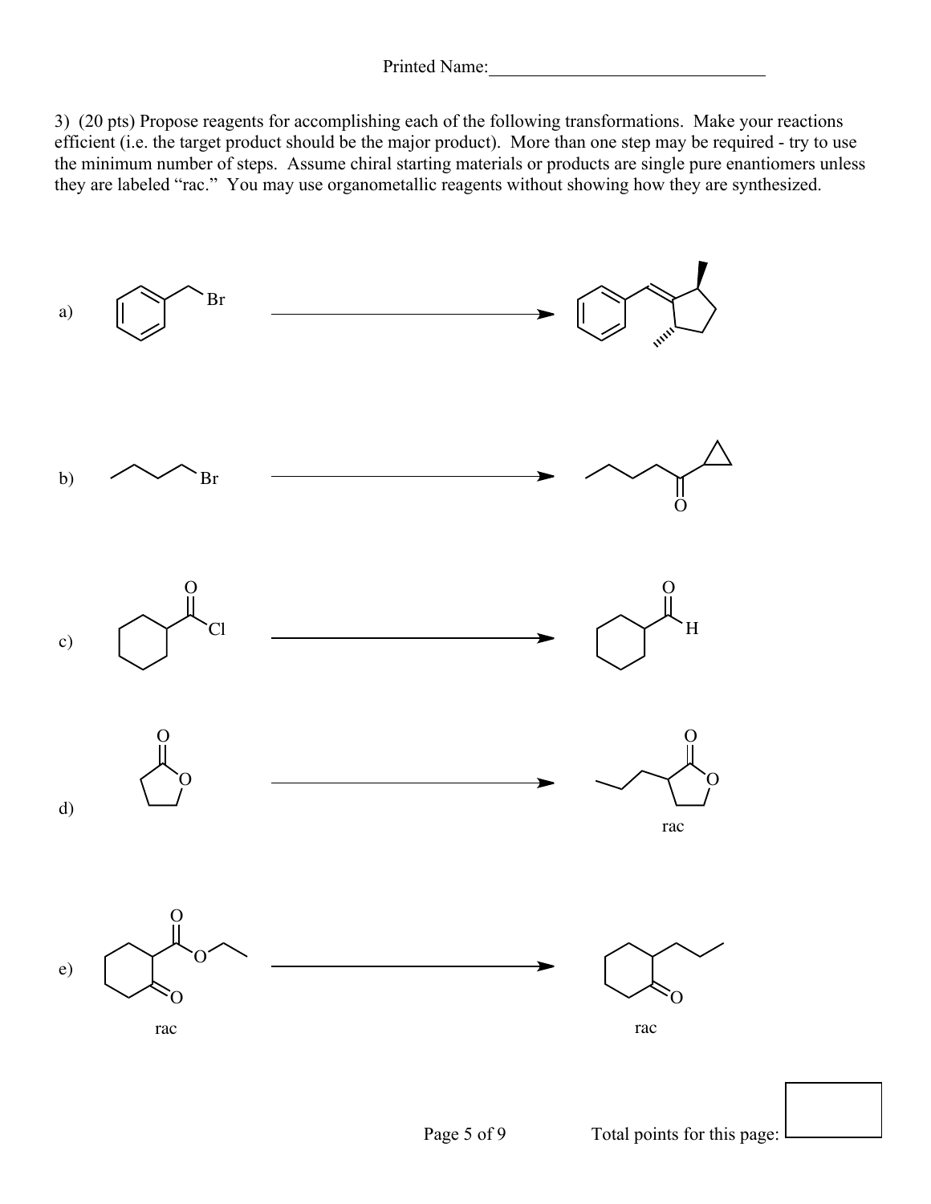Printed Name:______________________________

3) (20 pts) Propose reagents for accomplishing each of the following transformations. Make your reactions efficient (i.e. the target product should be the major product). More than one step may be required - try to use the minimum number of steps. Assume chiral starting materials or products are single pure enantiomers unless they are labeled "rac." You may use organometallic reagents without showing how they are synthesized.

a)

b)

c)

d)

rac

e)

rac

rac

Total points for this page: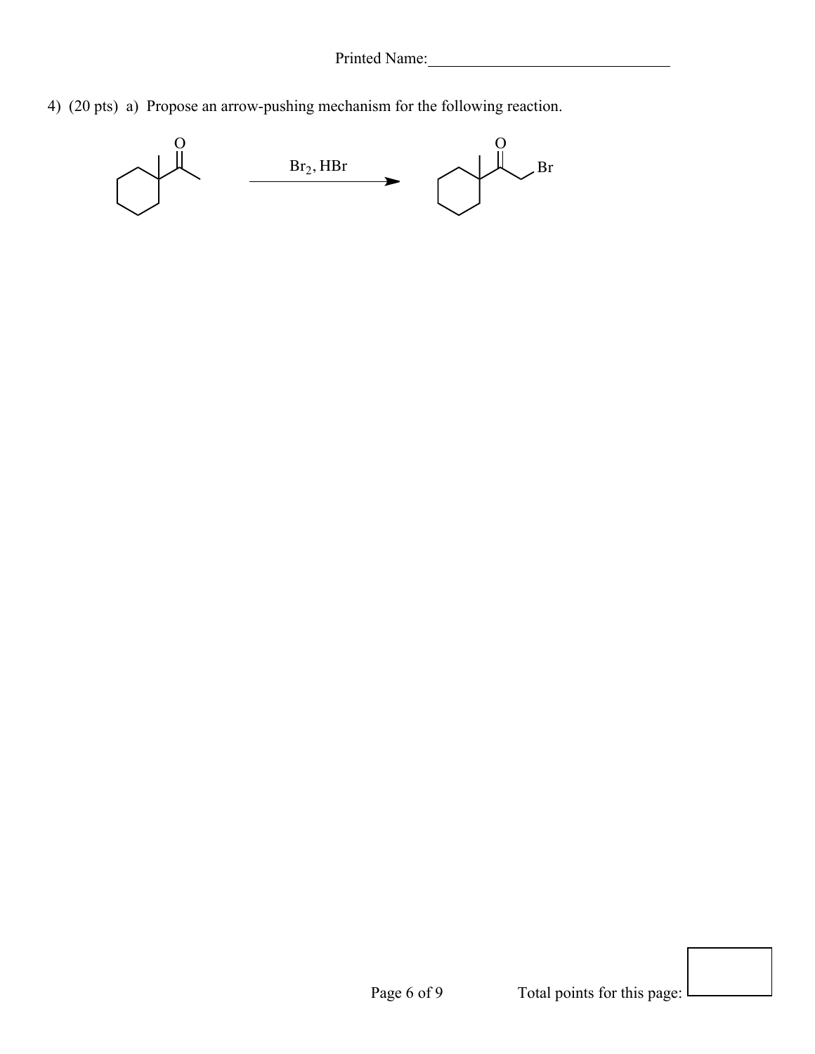4) (20 pts) a) Propose an arrow-pushing mechanism for the following reaction.

$Br_2$, HBr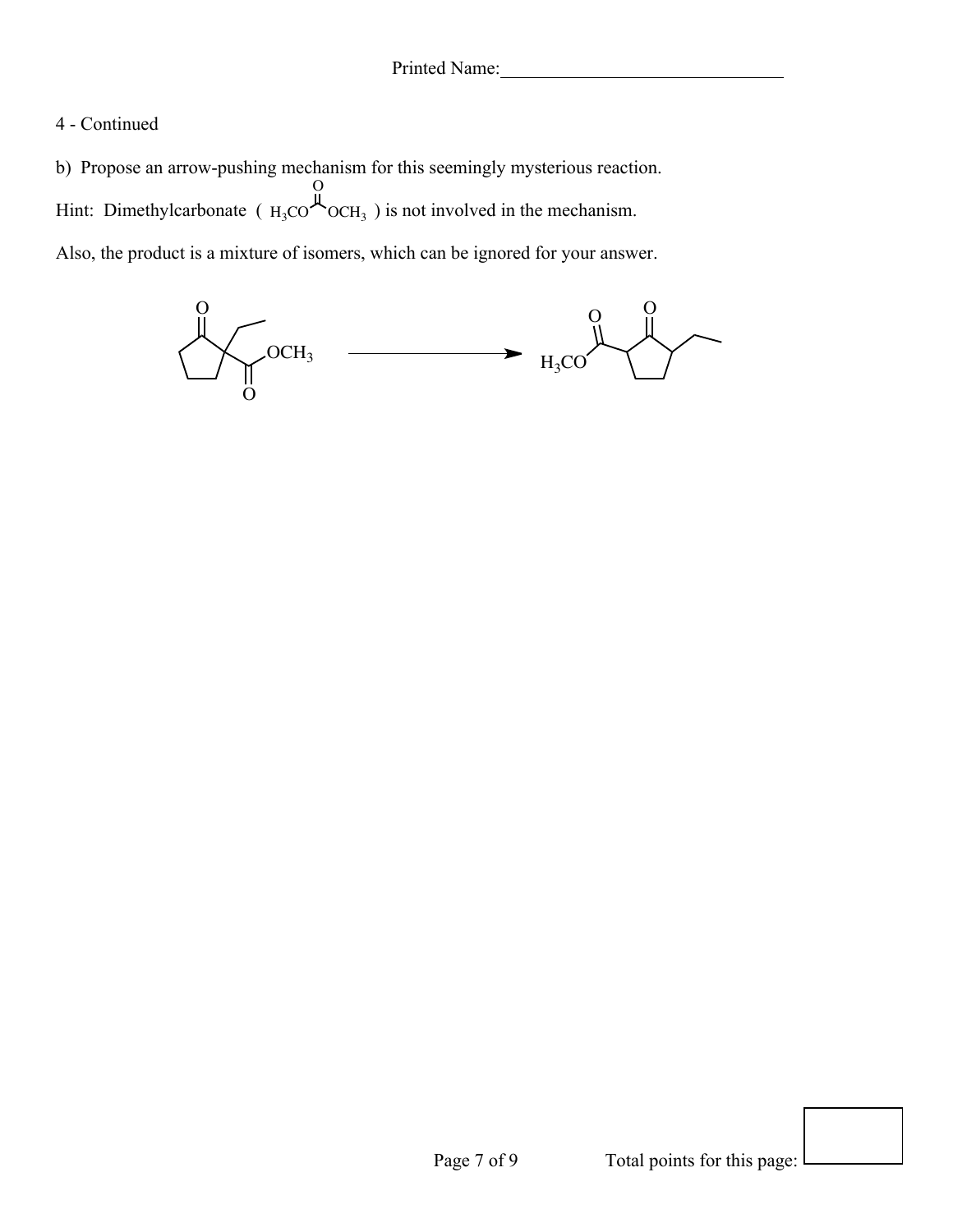Printed Name:\_\_\_\_\_\_\_\_\_\_\_\_\_\_\_\_\_\_\_\_\_\_\_\_\_\_\_\_\_\_

4 - Continued

b) Propose an arrow-pushing mechanism for this seemingly mysterious reaction.

Hint: Dimethylcarbonate ( $H_3CO-C(=O)-OCH_3$ ) is not involved in the mechanism.

Also, the product is a mixture of isomers, which can be ignored for your answer.

Total points for this page: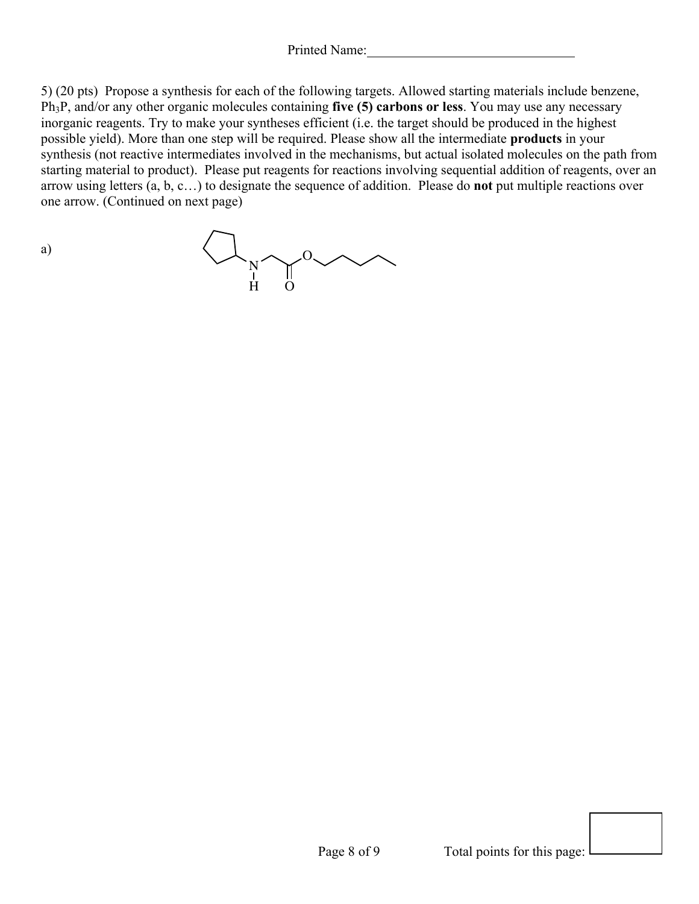Printed Name:______________________________

5) (20 pts) Propose a synthesis for each of the following targets. Allowed starting materials include benzene, $Ph_3P$, and/or any other organic molecules containing **five (5) carbons or less**. You may use any necessary inorganic reagents. Try to make your syntheses efficient (i.e. the target should be produced in the highest possible yield). More than one step will be required. Please show all the intermediate **products** in your synthesis (not reactive intermediates involved in the mechanisms, but actual isolated molecules on the path from starting material to product). Please put reagents for reactions involving sequential addition of reagents, over an arrow using letters (a, b, c…) to designate the sequence of addition. Please do **not** put multiple reactions over one arrow. (Continued on next page)

a)

Total points for this page: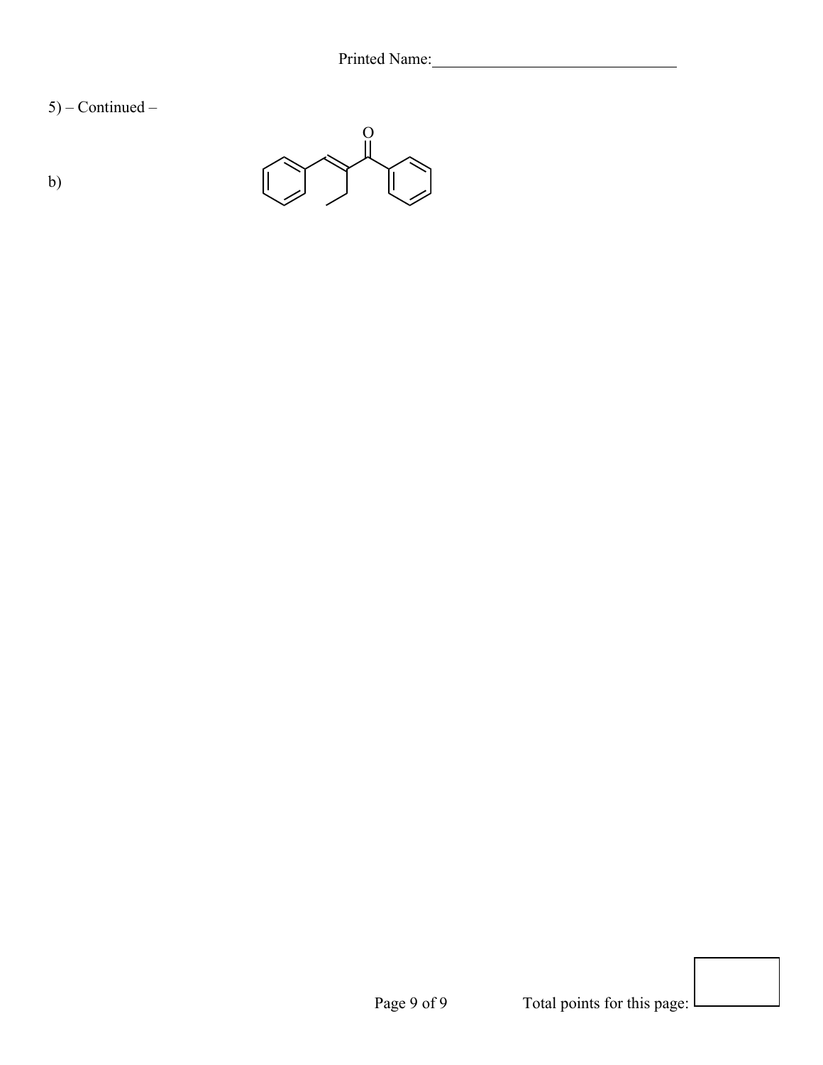5) – Continued –

b)